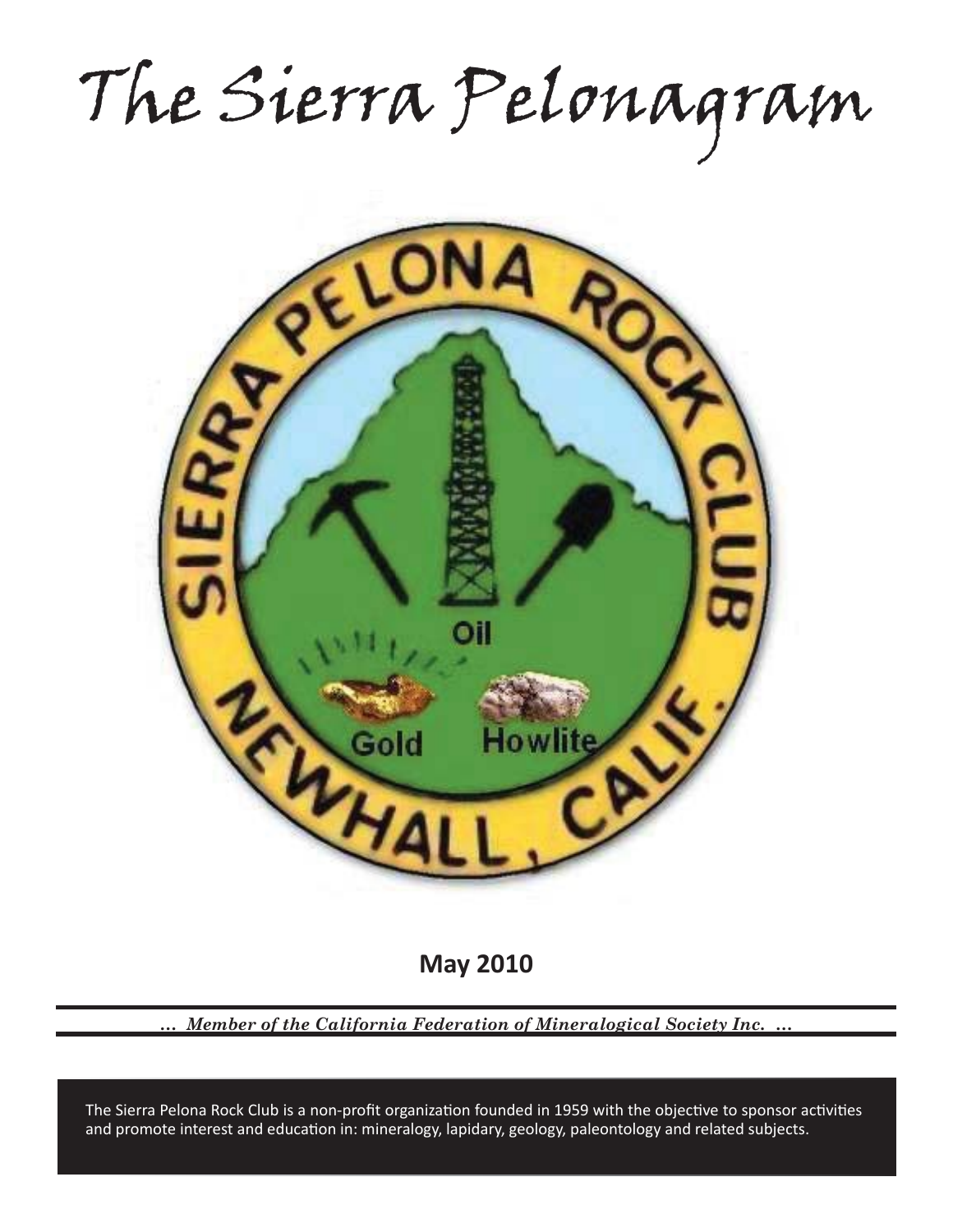# The Sierra Pelonagram

**May 2010**

*... Member of the California Federation of Mineralogical Society Inc. ...*

The Sierra Pelona Rock Club is a non-profit organization founded in 1959 with the objective to sponsor activities and promote interest and education in: mineralogy, lapidary, geology, paleontology and related subjects.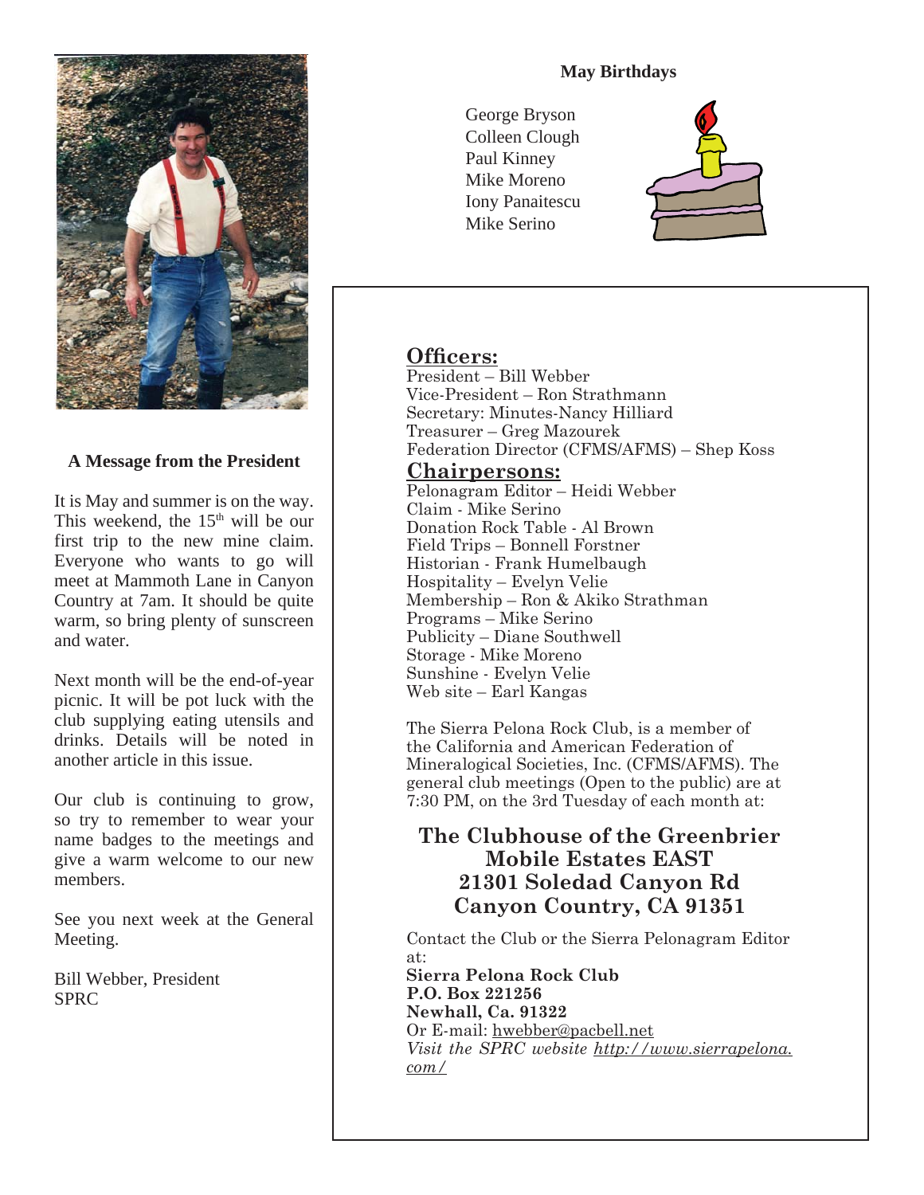## A Message from the President

It is May and summer is on the way. This weekend, the 15th will be our first trip to the new mine claim. Everyone who wants to go will meet at Mammoth Lane in Canyon Country at 7am. It should be quite warm, so bring plenty of sunscreen and water.

Next month will be the end-of-year picnic. It will be pot luck with the club supplying eating utensils and drinks. Details will be noted in another article in this issue.

Our club is continuing to grow, so try to remember to wear your name badges to the meetings and give a warm welcome to our new members.

See you next week at the General Meeting.

Bill Webber, President
SPRC

## May Birthdays

George Bryson
Colleen Clough
Paul Kinney
Mike Moreno
Iony Panaitescu
Mike Serino

## Officers:

President – Bill Webber
Vice-President – Ron Strathmann
Secretary: Minutes-Nancy Hilliard
Treasurer – Greg Mazourek
Federation Director (CFMS/AFMS) – Shep Koss

## Chairpersons:

Pelonagram Editor – Heidi Webber
Claim - Mike Serino
Donation Rock Table - Al Brown
Field Trips – Bonnell Forstner
Historian - Frank Humelbaugh
Hospitality – Evelyn Velie
Membership – Ron & Akiko Strathman
Programs – Mike Serino
Publicity – Diane Southwell
Storage - Mike Moreno
Sunshine - Evelyn Velie
Web site – Earl Kangas

The Sierra Pelona Rock Club, is a member of the California and American Federation of Mineralogical Societies, Inc. (CFMS/AFMS). The general club meetings (Open to the public) are at 7:30 PM, on the 3rd Tuesday of each month at:

**The Clubhouse of the Greenbrier Mobile Estates EAST**
**21301 Soledad Canyon Rd**
**Canyon Country, CA 91351**

Contact the Club or the Sierra Pelonagram Editor at:
**Sierra Pelona Rock Club**
**P.O. Box 221256**
**Newhall, Ca. 91322**
Or E-mail: hwebber@pacbell.net
*Visit the SPRC website http://www.sierrapelona.com/*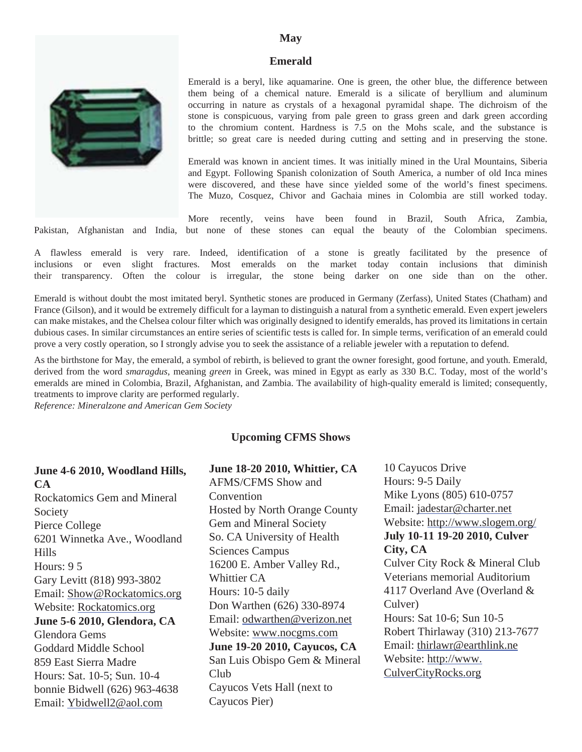## May

## Emerald

Emerald is a beryl, like aquamarine. One is green, the other blue, the difference between them being of a chemical nature. Emerald is a silicate of beryllium and aluminum occurring in nature as crystals of a hexagonal pyramidal shape. The dichroism of the stone is conspicuous, varying from pale green to grass green and dark green according to the chromium content. Hardness is 7.5 on the Mohs scale, and the substance is brittle; so great care is needed during cutting and setting and in preserving the stone.

Emerald was known in ancient times. It was initially mined in the Ural Mountains, Siberia and Egypt. Following Spanish colonization of South America, a number of old Inca mines were discovered, and these have since yielded some of the world's finest specimens. The Muzo, Cosquez, Chivor and Gachaia mines in Colombia are still worked today.

More recently, veins have been found in Brazil, South Africa, Zambia, Pakistan, Afghanistan and India, but none of these stones can equal the beauty of the Colombian specimens.

A flawless emerald is very rare. Indeed, identification of a stone is greatly facilitated by the presence of inclusions or even slight fractures. Most emeralds on the market today contain inclusions that diminish their transparency. Often the colour is irregular, the stone being darker on one side than on the other.

Emerald is without doubt the most imitated beryl. Synthetic stones are produced in Germany (Zerfass), United States (Chatham) and France (Gilson), and it would be extremely difficult for a layman to distinguish a natural from a synthetic emerald. Even expert jewelers can make mistakes, and the Chelsea colour filter which was originally designed to identify emeralds, has proved its limitations in certain dubious cases. In similar circumstances an entire series of scientific tests is called for. In simple terms, verification of an emerald could prove a very costly operation, so I strongly advise you to seek the assistance of a reliable jeweler with a reputation to defend.

As the birthstone for May, the emerald, a symbol of rebirth, is believed to grant the owner foresight, good fortune, and youth. Emerald, derived from the word *smaragdus*, meaning *green* in Greek, was mined in Egypt as early as 330 B.C. Today, most of the world's emeralds are mined in Colombia, Brazil, Afghanistan, and Zambia. The availability of high-quality emerald is limited; consequently, treatments to improve clarity are performed regularly.
*Reference: Mineralzone and American Gem Society*

## Upcoming CFMS Shows

**June 4-6 2010, Woodland Hills, CA**
Rockatomics Gem and Mineral Society
Pierce College
6201 Winnetka Ave., Woodland Hills
Hours: 9 5
Gary Levitt (818) 993-3802
Email: Show@Rockatomics.org
Website: Rockatomics.org

**June 5-6 2010, Glendora, CA**
Glendora Gems
Goddard Middle School
859 East Sierra Madre
Hours: Sat. 10-5; Sun. 10-4
bonnie Bidwell (626) 963-4638
Email: Ybidwell2@aol.com

**June 18-20 2010, Whittier, CA**
AFMS/CFMS Show and Convention
Hosted by North Orange County Gem and Mineral Society
So. CA University of Health Sciences Campus
16200 E. Amber Valley Rd., Whittier CA
Hours: 10-5 daily
Don Warthen (626) 330-8974
Email: odwarthen@verizon.net
Website: www.nocgms.com

**June 19-20 2010, Cayucos, CA**
San Luis Obispo Gem & Mineral Club
Cayucos Vets Hall (next to Cayucos Pier)
10 Cayucos Drive
Hours: 9-5 Daily
Mike Lyons (805) 610-0757
Email: jadestar@charter.net
Website: http://www.slogem.org/

**July 10-11 19-20 2010, Culver City, CA**
Culver City Rock & Mineral Club
Veterians memorial Auditorium
4117 Overland Ave (Overland & Culver)
Hours: Sat 10-6; Sun 10-5
Robert Thirlaway (310) 213-7677
Email: thirlawr@earthlink.ne
Website: http://www.CulverCityRocks.org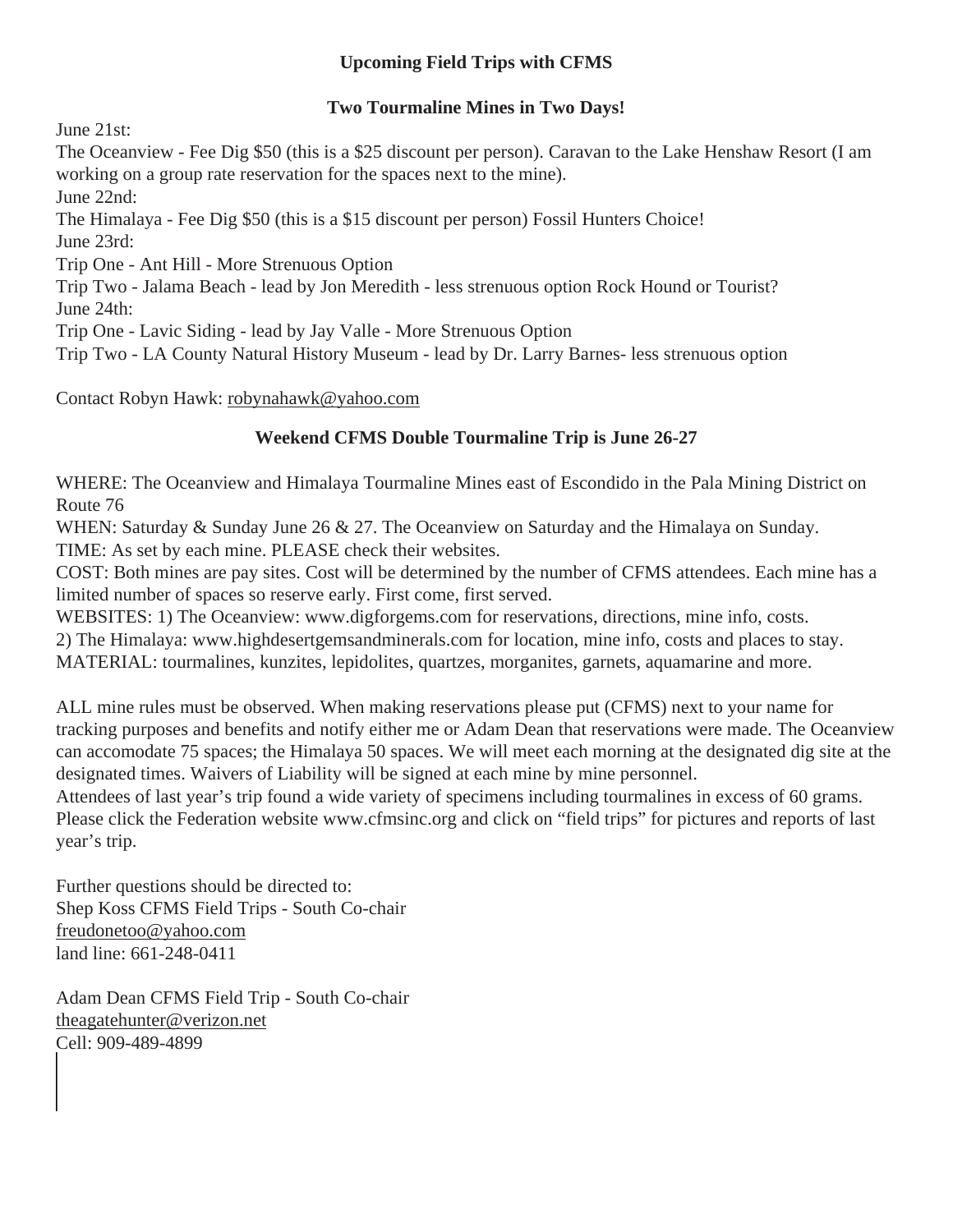**Upcoming Field Trips with CFMS**

**Two Tourmaline Mines in Two Days!**

June 21st:
The Oceanview - Fee Dig $50 (this is a $25 discount per person). Caravan to the Lake Henshaw Resort (I am working on a group rate reservation for the spaces next to the mine).
June 22nd:
The Himalaya - Fee Dig $50 (this is a $15 discount per person) Fossil Hunters Choice!
June 23rd:
Trip One - Ant Hill - More Strenuous Option
Trip Two - Jalama Beach - lead by Jon Meredith - less strenuous option Rock Hound or Tourist?
June 24th:
Trip One - Lavic Siding - lead by Jay Valle - More Strenuous Option
Trip Two - LA County Natural History Museum - lead by Dr. Larry Barnes- less strenuous option

Contact Robyn Hawk: robynahawk@yahoo.com

**Weekend CFMS Double Tourmaline Trip is June 26-27**

WHERE: The Oceanview and Himalaya Tourmaline Mines east of Escondido in the Pala Mining District on Route 76
WHEN: Saturday & Sunday June 26 & 27. The Oceanview on Saturday and the Himalaya on Sunday.
TIME: As set by each mine. PLEASE check their websites.
COST: Both mines are pay sites. Cost will be determined by the number of CFMS attendees. Each mine has a limited number of spaces so reserve early. First come, first served.
WEBSITES: 1) The Oceanview: www.digforgems.com for reservations, directions, mine info, costs.
2) The Himalaya: www.highdesertgemsandminerals.com for location, mine info, costs and places to stay.
MATERIAL: tourmalines, kunzites, lepidolites, quartzes, morganites, garnets, aquamarine and more.

ALL mine rules must be observed. When making reservations please put (CFMS) next to your name for tracking purposes and benefits and notify either me or Adam Dean that reservations were made. The Oceanview can accomodate 75 spaces; the Himalaya 50 spaces. We will meet each morning at the designated dig site at the designated times. Waivers of Liability will be signed at each mine by mine personnel.
Attendees of last year's trip found a wide variety of specimens including tourmalines in excess of 60 grams. Please click the Federation website www.cfmsinc.org and click on "field trips" for pictures and reports of last year's trip.

Further questions should be directed to:
Shep Koss CFMS Field Trips - South Co-chair
freudonetoo@yahoo.com
land line: 661-248-0411

Adam Dean CFMS Field Trip - South Co-chair
theagatehunter@verizon.net
Cell: 909-489-4899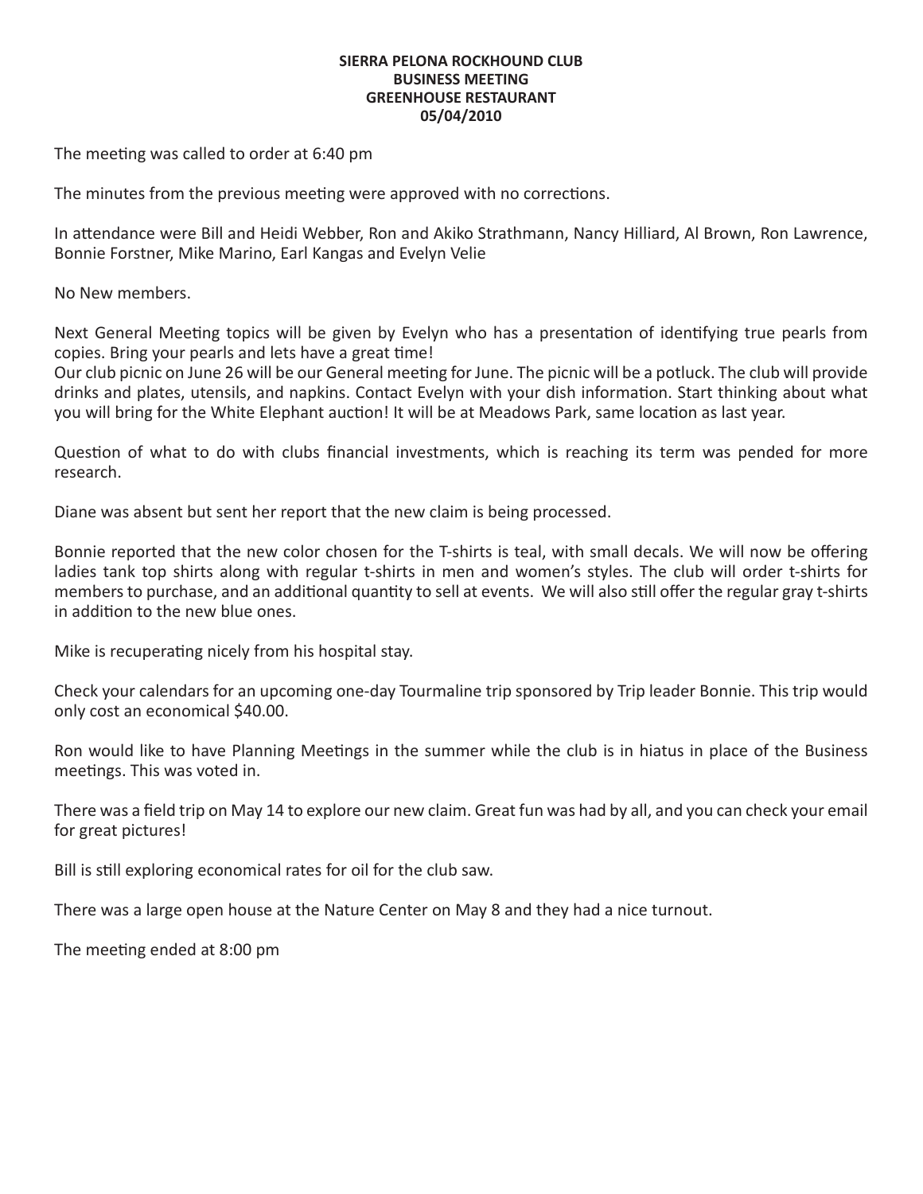**SIERRA PELONA ROCKHOUND CLUB**
**BUSINESS MEETING**
**GREENHOUSE RESTAURANT**
**05/04/2010**

The meeting was called to order at 6:40 pm

The minutes from the previous meeting were approved with no corrections.

In attendance were Bill and Heidi Webber, Ron and Akiko Strathmann, Nancy Hilliard, Al Brown, Ron Lawrence, Bonnie Forstner, Mike Marino, Earl Kangas and Evelyn Velie

No New members.

Next General Meeting topics will be given by Evelyn who has a presentation of identifying true pearls from copies. Bring your pearls and lets have a great time!
Our club picnic on June 26 will be our General meeting for June. The picnic will be a potluck. The club will provide drinks and plates, utensils, and napkins. Contact Evelyn with your dish information. Start thinking about what you will bring for the White Elephant auction! It will be at Meadows Park, same location as last year.

Question of what to do with clubs financial investments, which is reaching its term was pended for more research.

Diane was absent but sent her report that the new claim is being processed.

Bonnie reported that the new color chosen for the T-shirts is teal, with small decals. We will now be offering ladies tank top shirts along with regular t-shirts in men and women's styles. The club will order t-shirts for members to purchase, and an additional quantity to sell at events. We will also still offer the regular gray t-shirts in addition to the new blue ones.

Mike is recuperating nicely from his hospital stay.

Check your calendars for an upcoming one-day Tourmaline trip sponsored by Trip leader Bonnie. This trip would only cost an economical $40.00.

Ron would like to have Planning Meetings in the summer while the club is in hiatus in place of the Business meetings. This was voted in.

There was a field trip on May 14 to explore our new claim. Great fun was had by all, and you can check your email for great pictures!

Bill is still exploring economical rates for oil for the club saw.

There was a large open house at the Nature Center on May 8 and they had a nice turnout.

The meeting ended at 8:00 pm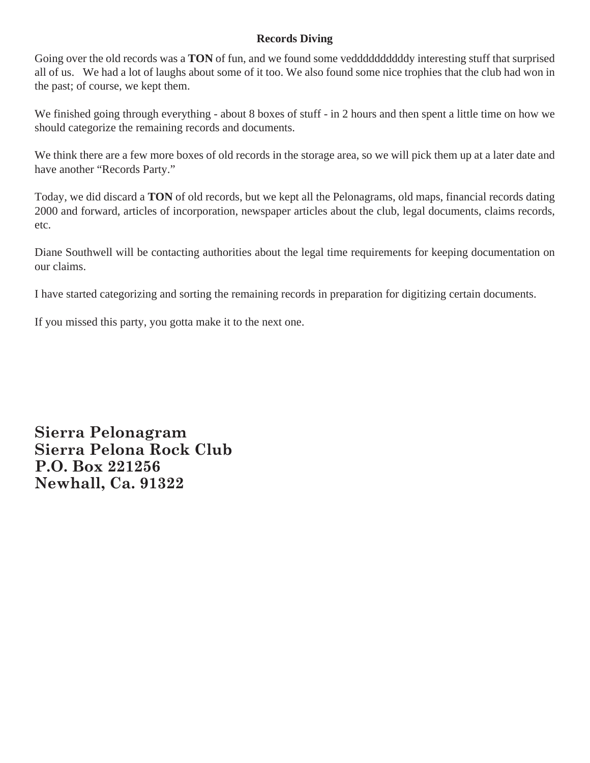### Records Diving

Going over the old records was a **TON** of fun, and we found some veddddddddddy interesting stuff that surprised all of us. We had a lot of laughs about some of it too. We also found some nice trophies that the club had won in the past; of course, we kept them.

We finished going through everything - about 8 boxes of stuff - in 2 hours and then spent a little time on how we should categorize the remaining records and documents.

We think there are a few more boxes of old records in the storage area, so we will pick them up at a later date and have another "Records Party."

Today, we did discard a **TON** of old records, but we kept all the Pelonagrams, old maps, financial records dating 2000 and forward, articles of incorporation, newspaper articles about the club, legal documents, claims records, etc.

Diane Southwell will be contacting authorities about the legal time requirements for keeping documentation on our claims.

I have started categorizing and sorting the remaining records in preparation for digitizing certain documents.

If you missed this party, you gotta make it to the next one.

**Sierra Pelonagram**
**Sierra Pelona Rock Club**
**P.O. Box 221256**
**Newhall, Ca. 91322**